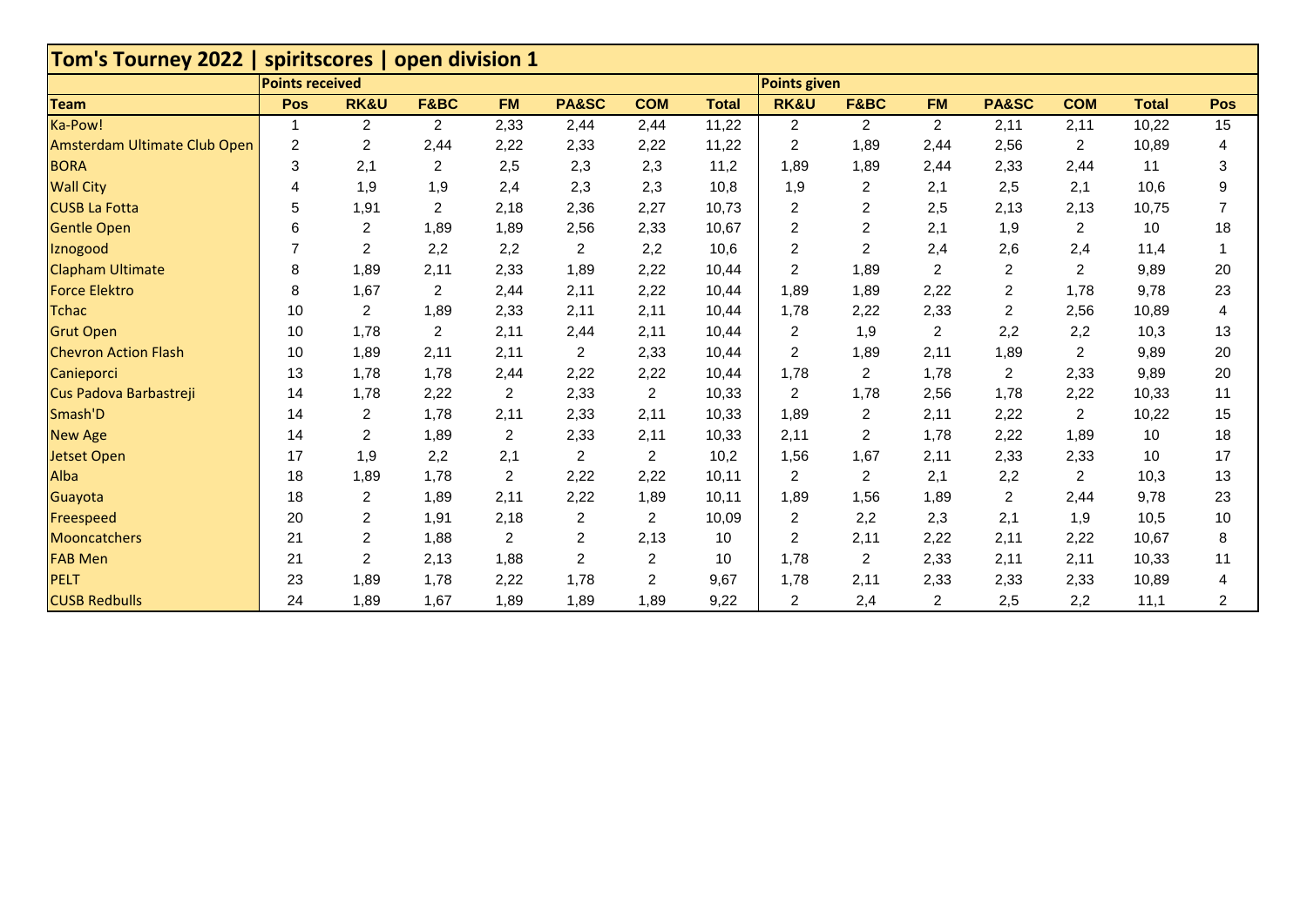## Tom's Tourney 2022 | spiritscores | open division 1

| | Points received | | | | | | | Points given | | | | | | |
|---|---|---|---|---|---|---|---|---|---|---|---|---|---|---|
| **Team** | **Pos** | **RK&U** | **F&BC** | **FM** | **PA&SC** | **COM** | **Total** | **RK&U** | **F&BC** | **FM** | **PA&SC** | **COM** | **Total** | **Pos** |
| Ka-Pow! | 1 | 2 | 2 | 2,33 | 2,44 | 2,44 | 11,22 | 2 | 2 | 2 | 2,11 | 2,11 | 10,22 | 15 |
| Amsterdam Ultimate Club Open | 2 | 2 | 2,44 | 2,22 | 2,33 | 2,22 | 11,22 | 2 | 1,89 | 2,44 | 2,56 | 2 | 10,89 | 4 |
| BORA | 3 | 2,1 | 2 | 2,5 | 2,3 | 2,3 | 11,2 | 1,89 | 1,89 | 2,44 | 2,33 | 2,44 | 11 | 3 |
| Wall City | 4 | 1,9 | 1,9 | 2,4 | 2,3 | 2,3 | 10,8 | 1,9 | 2 | 2,1 | 2,5 | 2,1 | 10,6 | 9 |
| CUSB La Fotta | 5 | 1,91 | 2 | 2,18 | 2,36 | 2,27 | 10,73 | 2 | 2 | 2,5 | 2,13 | 2,13 | 10,75 | 7 |
| Gentle Open | 6 | 2 | 1,89 | 1,89 | 2,56 | 2,33 | 10,67 | 2 | 2 | 2,1 | 1,9 | 2 | 10 | 18 |
| Iznogood | 7 | 2 | 2,2 | 2,2 | 2 | 2,2 | 10,6 | 2 | 2 | 2,4 | 2,6 | 2,4 | 11,4 | 1 |
| Clapham Ultimate | 8 | 1,89 | 2,11 | 2,33 | 1,89 | 2,22 | 10,44 | 2 | 1,89 | 2 | 2 | 2 | 9,89 | 20 |
| Force Elektro | 8 | 1,67 | 2 | 2,44 | 2,11 | 2,22 | 10,44 | 1,89 | 1,89 | 2,22 | 2 | 1,78 | 9,78 | 23 |
| Tchac | 10 | 2 | 1,89 | 2,33 | 2,11 | 2,11 | 10,44 | 1,78 | 2,22 | 2,33 | 2 | 2,56 | 10,89 | 4 |
| Grut Open | 10 | 1,78 | 2 | 2,11 | 2,44 | 2,11 | 10,44 | 2 | 1,9 | 2 | 2,2 | 2,2 | 10,3 | 13 |
| Chevron Action Flash | 10 | 1,89 | 2,11 | 2,11 | 2 | 2,33 | 10,44 | 2 | 1,89 | 2,11 | 1,89 | 2 | 9,89 | 20 |
| Canieporci | 13 | 1,78 | 1,78 | 2,44 | 2,22 | 2,22 | 10,44 | 1,78 | 2 | 1,78 | 2 | 2,33 | 9,89 | 20 |
| Cus Padova Barbastreji | 14 | 1,78 | 2,22 | 2 | 2,33 | 2 | 10,33 | 2 | 1,78 | 2,56 | 1,78 | 2,22 | 10,33 | 11 |
| Smash'D | 14 | 2 | 1,78 | 2,11 | 2,33 | 2,11 | 10,33 | 1,89 | 2 | 2,11 | 2,22 | 2 | 10,22 | 15 |
| New Age | 14 | 2 | 1,89 | 2 | 2,33 | 2,11 | 10,33 | 2,11 | 2 | 1,78 | 2,22 | 1,89 | 10 | 18 |
| Jetset Open | 17 | 1,9 | 2,2 | 2,1 | 2 | 2 | 10,2 | 1,56 | 1,67 | 2,11 | 2,33 | 2,33 | 10 | 17 |
| Alba | 18 | 1,89 | 1,78 | 2 | 2,22 | 2,22 | 10,11 | 2 | 2 | 2,1 | 2,2 | 2 | 10,3 | 13 |
| Guayota | 18 | 2 | 1,89 | 2,11 | 2,22 | 1,89 | 10,11 | 1,89 | 1,56 | 1,89 | 2 | 2,44 | 9,78 | 23 |
| Freespeed | 20 | 2 | 1,91 | 2,18 | 2 | 2 | 10,09 | 2 | 2,2 | 2,3 | 2,1 | 1,9 | 10,5 | 10 |
| Mooncatchers | 21 | 2 | 1,88 | 2 | 2 | 2,13 | 10 | 2 | 2,11 | 2,22 | 2,11 | 2,22 | 10,67 | 8 |
| FAB Men | 21 | 2 | 2,13 | 1,88 | 2 | 2 | 10 | 1,78 | 2 | 2,33 | 2,11 | 2,11 | 10,33 | 11 |
| PELT | 23 | 1,89 | 1,78 | 2,22 | 1,78 | 2 | 9,67 | 1,78 | 2,11 | 2,33 | 2,33 | 2,33 | 10,89 | 4 |
| CUSB Redbulls | 24 | 1,89 | 1,67 | 1,89 | 1,89 | 1,89 | 9,22 | 2 | 2,4 | 2 | 2,5 | 2,2 | 11,1 | 2 |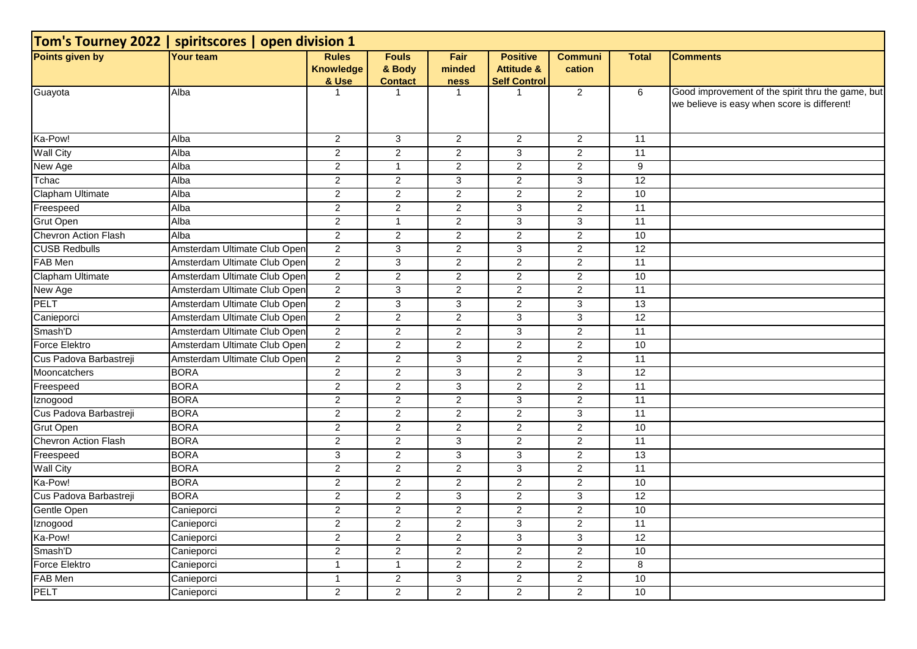# Tom's Tourney 2022 | spiritscores | open division 1

| Points given by | Your team | Rules Knowledge & Use | Fouls & Body Contact | Fair minded ness | Positive Attitude & Self Control | Communi cation | Total | Comments |
|---|---|---|---|---|---|---|---|---|
| Guayota | Alba | 1 | 1 | 1 | 1 | 2 | 6 | Good improvement of the spirit thru the game, but we believe is easy when score is different! |
| Ka-Pow! | Alba | 2 | 3 | 2 | 2 | 2 | 11 | |
| Wall City | Alba | 2 | 2 | 2 | 3 | 2 | 11 | |
| New Age | Alba | 2 | 1 | 2 | 2 | 2 | 9 | |
| Tchac | Alba | 2 | 2 | 3 | 2 | 3 | 12 | |
| Clapham Ultimate | Alba | 2 | 2 | 2 | 2 | 2 | 10 | |
| Freespeed | Alba | 2 | 2 | 2 | 3 | 2 | 11 | |
| Grut Open | Alba | 2 | 1 | 2 | 3 | 3 | 11 | |
| Chevron Action Flash | Alba | 2 | 2 | 2 | 2 | 2 | 10 | |
| CUSB Redbulls | Amsterdam Ultimate Club Open | 2 | 3 | 2 | 3 | 2 | 12 | |
| FAB Men | Amsterdam Ultimate Club Open | 2 | 3 | 2 | 2 | 2 | 11 | |
| Clapham Ultimate | Amsterdam Ultimate Club Open | 2 | 2 | 2 | 2 | 2 | 10 | |
| New Age | Amsterdam Ultimate Club Open | 2 | 3 | 2 | 2 | 2 | 11 | |
| PELT | Amsterdam Ultimate Club Open | 2 | 3 | 3 | 2 | 3 | 13 | |
| Canieporci | Amsterdam Ultimate Club Open | 2 | 2 | 2 | 3 | 3 | 12 | |
| Smash'D | Amsterdam Ultimate Club Open | 2 | 2 | 2 | 3 | 2 | 11 | |
| Force Elektro | Amsterdam Ultimate Club Open | 2 | 2 | 2 | 2 | 2 | 10 | |
| Cus Padova Barbastreji | Amsterdam Ultimate Club Open | 2 | 2 | 3 | 2 | 2 | 11 | |
| Mooncatchers | BORA | 2 | 2 | 3 | 2 | 3 | 12 | |
| Freespeed | BORA | 2 | 2 | 3 | 2 | 2 | 11 | |
| Iznogood | BORA | 2 | 2 | 2 | 3 | 2 | 11 | |
| Cus Padova Barbastreji | BORA | 2 | 2 | 2 | 2 | 3 | 11 | |
| Grut Open | BORA | 2 | 2 | 2 | 2 | 2 | 10 | |
| Chevron Action Flash | BORA | 2 | 2 | 3 | 2 | 2 | 11 | |
| Freespeed | BORA | 3 | 2 | 3 | 3 | 2 | 13 | |
| Wall City | BORA | 2 | 2 | 2 | 3 | 2 | 11 | |
| Ka-Pow! | BORA | 2 | 2 | 2 | 2 | 2 | 10 | |
| Cus Padova Barbastreji | BORA | 2 | 2 | 3 | 2 | 3 | 12 | |
| Gentle Open | Canieporci | 2 | 2 | 2 | 2 | 2 | 10 | |
| Iznogood | Canieporci | 2 | 2 | 2 | 3 | 2 | 11 | |
| Ka-Pow! | Canieporci | 2 | 2 | 2 | 3 | 3 | 12 | |
| Smash'D | Canieporci | 2 | 2 | 2 | 2 | 2 | 10 | |
| Force Elektro | Canieporci | 1 | 1 | 2 | 2 | 2 | 8 | |
| FAB Men | Canieporci | 1 | 2 | 3 | 2 | 2 | 10 | |
| PELT | Canieporci | 2 | 2 | 2 | 2 | 2 | 10 | |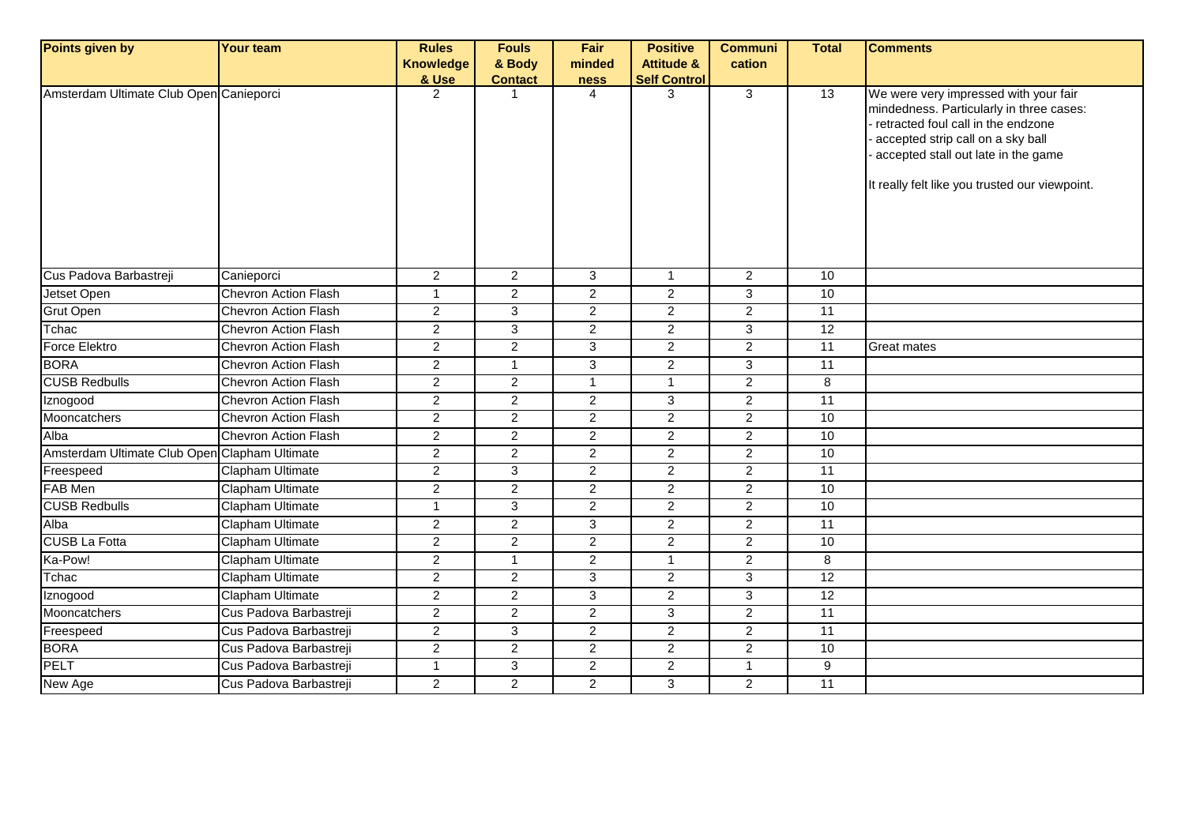| Points given by | Your team | Rules Knowledge & Use | Fouls & Body Contact | Fair minded ness | Positive Attitude & Self Control | Communi cation | Total | Comments |
|---|---|---|---|---|---|---|---|---|
| Amsterdam Ultimate Club Open | Canieporci | 2 | 1 | 4 | 3 | 3 | 13 | We were very impressed with your fair mindedness. Particularly in three cases: - retracted foul call in the endzone - accepted strip call on a sky ball - accepted stall out late in the game It really felt like you trusted our viewpoint. |
| Cus Padova Barbastreji | Canieporci | 2 | 2 | 3 | 1 | 2 | 10 | |
| Jetset Open | Chevron Action Flash | 1 | 2 | 2 | 2 | 3 | 10 | |
| Grut Open | Chevron Action Flash | 2 | 3 | 2 | 2 | 2 | 11 | |
| Tchac | Chevron Action Flash | 2 | 3 | 2 | 2 | 3 | 12 | |
| Force Elektro | Chevron Action Flash | 2 | 2 | 3 | 2 | 2 | 11 | Great mates |
| BORA | Chevron Action Flash | 2 | 1 | 3 | 2 | 3 | 11 | |
| CUSB Redbulls | Chevron Action Flash | 2 | 2 | 1 | 1 | 2 | 8 | |
| Iznogood | Chevron Action Flash | 2 | 2 | 2 | 3 | 2 | 11 | |
| Mooncatchers | Chevron Action Flash | 2 | 2 | 2 | 2 | 2 | 10 | |
| Alba | Chevron Action Flash | 2 | 2 | 2 | 2 | 2 | 10 | |
| Amsterdam Ultimate Club Open | Clapham Ultimate | 2 | 2 | 2 | 2 | 2 | 10 | |
| Freespeed | Clapham Ultimate | 2 | 3 | 2 | 2 | 2 | 11 | |
| FAB Men | Clapham Ultimate | 2 | 2 | 2 | 2 | 2 | 10 | |
| CUSB Redbulls | Clapham Ultimate | 1 | 3 | 2 | 2 | 2 | 10 | |
| Alba | Clapham Ultimate | 2 | 2 | 3 | 2 | 2 | 11 | |
| CUSB La Fotta | Clapham Ultimate | 2 | 2 | 2 | 2 | 2 | 10 | |
| Ka-Pow! | Clapham Ultimate | 2 | 1 | 2 | 1 | 2 | 8 | |
| Tchac | Clapham Ultimate | 2 | 2 | 3 | 2 | 3 | 12 | |
| Iznogood | Clapham Ultimate | 2 | 2 | 3 | 2 | 3 | 12 | |
| Mooncatchers | Cus Padova Barbastreji | 2 | 2 | 2 | 3 | 2 | 11 | |
| Freespeed | Cus Padova Barbastreji | 2 | 3 | 2 | 2 | 2 | 11 | |
| BORA | Cus Padova Barbastreji | 2 | 2 | 2 | 2 | 2 | 10 | |
| PELT | Cus Padova Barbastreji | 1 | 3 | 2 | 2 | 1 | 9 | |
| New Age | Cus Padova Barbastreji | 2 | 2 | 2 | 3 | 2 | 11 | |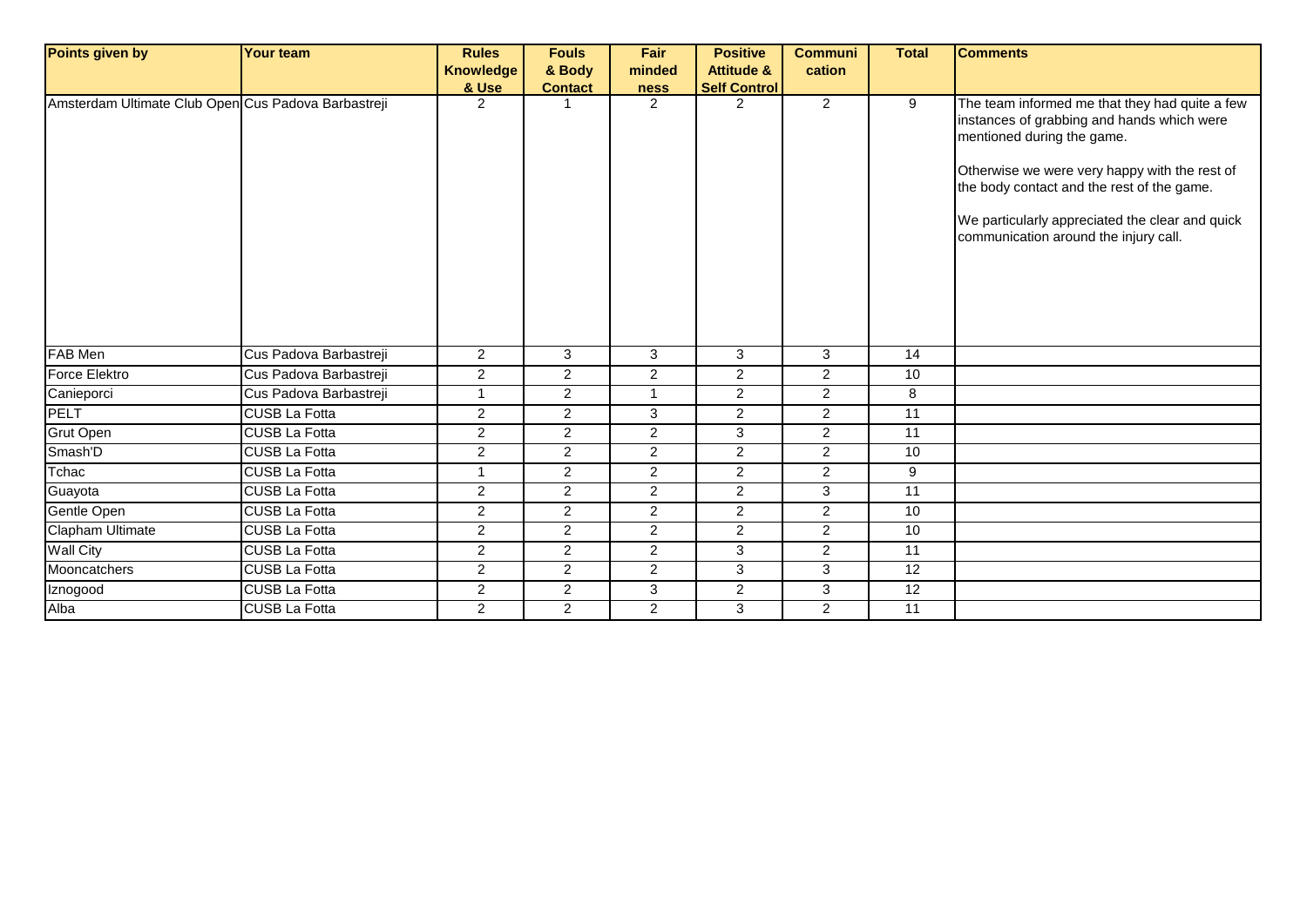| Points given by | Your team | Rules Knowledge & Use | Fouls & Body Contact | Fair minded ness | Positive Attitude & Self Control | Communi cation | Total | Comments |
|---|---|---|---|---|---|---|---|---|
| Amsterdam Ultimate Club Open | Cus Padova Barbastreji | 2 | 1 | 2 | 2 | 2 | 9 | The team informed me that they had quite a few instances of grabbing and hands which were mentioned during the game.<br><br>Otherwise we were very happy with the rest of the body contact and the rest of the game.<br><br>We particularly appreciated the clear and quick communication around the injury call. |
| FAB Men | Cus Padova Barbastreji | 2 | 3 | 3 | 3 | 3 | 14 | |
| Force Elektro | Cus Padova Barbastreji | 2 | 2 | 2 | 2 | 2 | 10 | |
| Canieporci | Cus Padova Barbastreji | 1 | 2 | 1 | 2 | 2 | 8 | |
| PELT | CUSB La Fotta | 2 | 2 | 3 | 2 | 2 | 11 | |
| Grut Open | CUSB La Fotta | 2 | 2 | 2 | 3 | 2 | 11 | |
| Smash'D | CUSB La Fotta | 2 | 2 | 2 | 2 | 2 | 10 | |
| Tchac | CUSB La Fotta | 1 | 2 | 2 | 2 | 2 | 9 | |
| Guayota | CUSB La Fotta | 2 | 2 | 2 | 2 | 3 | 11 | |
| Gentle Open | CUSB La Fotta | 2 | 2 | 2 | 2 | 2 | 10 | |
| Clapham Ultimate | CUSB La Fotta | 2 | 2 | 2 | 2 | 2 | 10 | |
| Wall City | CUSB La Fotta | 2 | 2 | 2 | 3 | 2 | 11 | |
| Mooncatchers | CUSB La Fotta | 2 | 2 | 2 | 3 | 3 | 12 | |
| Iznogood | CUSB La Fotta | 2 | 2 | 3 | 2 | 3 | 12 | |
| Alba | CUSB La Fotta | 2 | 2 | 2 | 3 | 2 | 11 | |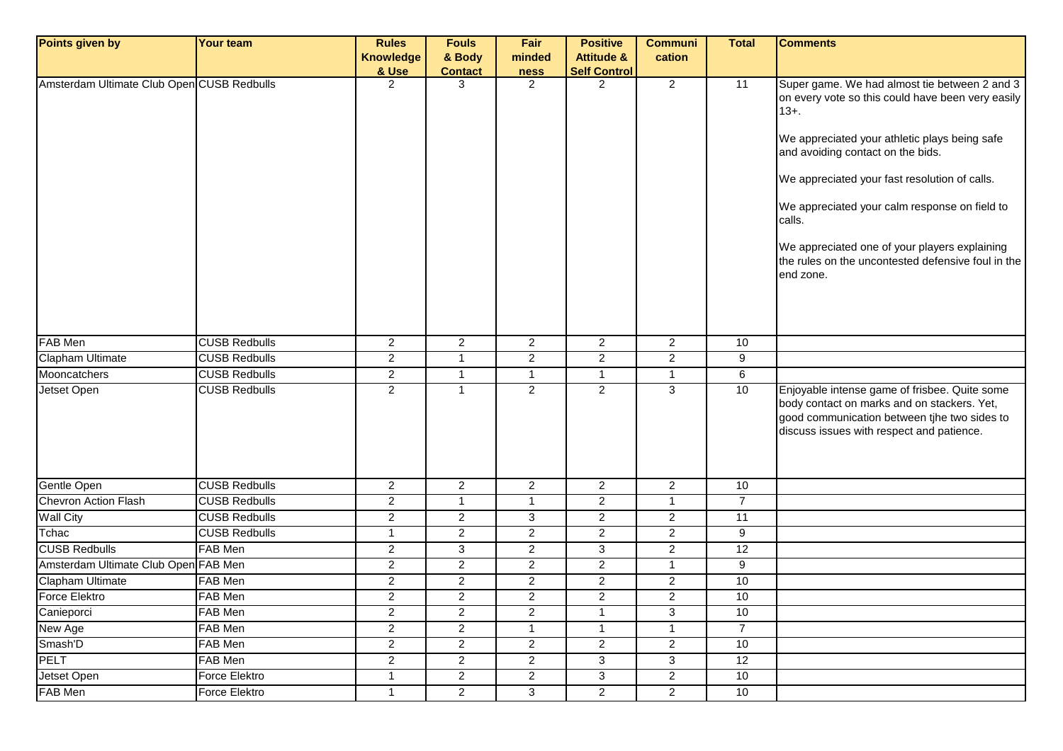| Points given by | Your team | Rules Knowledge & Use | Fouls & Body Contact | Fair mindedness | Positive Attitude & Self Control | Communication | Total | Comments |
|---|---|---|---|---|---|---|---|---|
| Amsterdam Ultimate Club Open | CUSB Redbulls | 2 | 3 | 2 | 2 | 2 | 11 | Super game. We had almost tie between 2 and 3 on every vote so this could have been very easily 13+.<br><br>We appreciated your athletic plays being safe and avoiding contact on the bids.<br><br>We appreciated your fast resolution of calls.<br><br>We appreciated your calm response on field to calls.<br><br>We appreciated one of your players explaining the rules on the uncontested defensive foul in the end zone. |
| FAB Men | CUSB Redbulls | 2 | 2 | 2 | 2 | 2 | 10 | |
| Clapham Ultimate | CUSB Redbulls | 2 | 1 | 2 | 2 | 2 | 9 | |
| Mooncatchers | CUSB Redbulls | 2 | 1 | 1 | 1 | 1 | 6 | |
| Jetset Open | CUSB Redbulls | 2 | 1 | 2 | 2 | 3 | 10 | Enjoyable intense game of frisbee. Quite some body contact on marks and on stackers. Yet, good communication between tjhe two sides to discuss issues with respect and patience. |
| Gentle Open | CUSB Redbulls | 2 | 2 | 2 | 2 | 2 | 10 | |
| Chevron Action Flash | CUSB Redbulls | 2 | 1 | 1 | 2 | 1 | 7 | |
| Wall City | CUSB Redbulls | 2 | 2 | 3 | 2 | 2 | 11 | |
| Tchac | CUSB Redbulls | 1 | 2 | 2 | 2 | 2 | 9 | |
| CUSB Redbulls | FAB Men | 2 | 3 | 2 | 3 | 2 | 12 | |
| Amsterdam Ultimate Club Open | FAB Men | 2 | 2 | 2 | 2 | 1 | 9 | |
| Clapham Ultimate | FAB Men | 2 | 2 | 2 | 2 | 2 | 10 | |
| Force Elektro | FAB Men | 2 | 2 | 2 | 2 | 2 | 10 | |
| Canieporci | FAB Men | 2 | 2 | 2 | 1 | 3 | 10 | |
| New Age | FAB Men | 2 | 2 | 1 | 1 | 1 | 7 | |
| Smash'D | FAB Men | 2 | 2 | 2 | 2 | 2 | 10 | |
| PELT | FAB Men | 2 | 2 | 2 | 3 | 3 | 12 | |
| Jetset Open | Force Elektro | 1 | 2 | 2 | 3 | 2 | 10 | |
| FAB Men | Force Elektro | 1 | 2 | 3 | 2 | 2 | 10 | |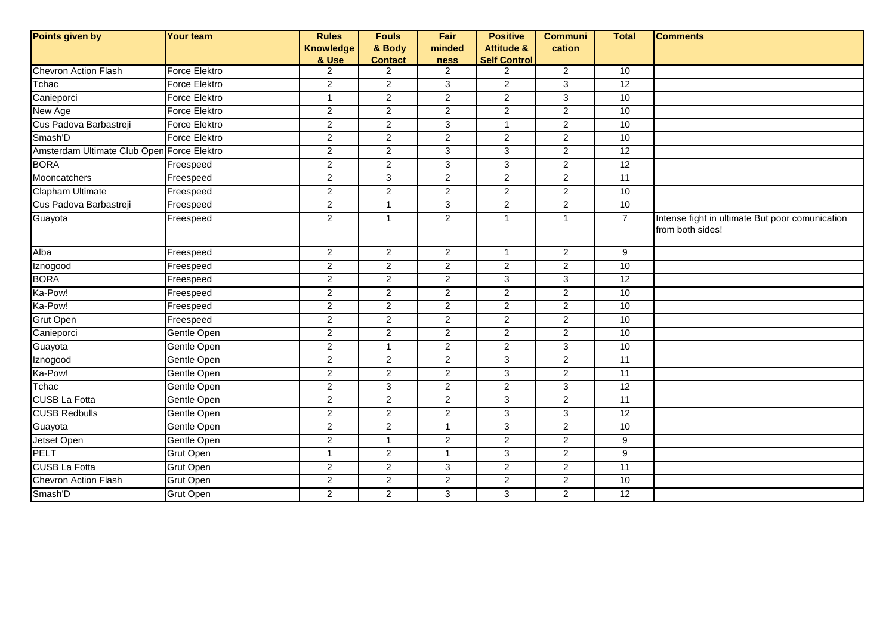| Points given by | Your team | Rules Knowledge & Use | Fouls & Body Contact | Fair minded ness | Positive Attitude & Self Control | Communi cation | Total | Comments |
|---|---|---|---|---|---|---|---|---|
| Chevron Action Flash | Force Elektro | 2 | 2 | 2 | 2 | 2 | 10 | |
| Tchac | Force Elektro | 2 | 2 | 3 | 2 | 3 | 12 | |
| Canieporci | Force Elektro | 1 | 2 | 2 | 2 | 3 | 10 | |
| New Age | Force Elektro | 2 | 2 | 2 | 2 | 2 | 10 | |
| Cus Padova Barbastreji | Force Elektro | 2 | 2 | 3 | 1 | 2 | 10 | |
| Smash'D | Force Elektro | 2 | 2 | 2 | 2 | 2 | 10 | |
| Amsterdam Ultimate Club Open | Force Elektro | 2 | 2 | 3 | 3 | 2 | 12 | |
| BORA | Freespeed | 2 | 2 | 3 | 3 | 2 | 12 | |
| Mooncatchers | Freespeed | 2 | 3 | 2 | 2 | 2 | 11 | |
| Clapham Ultimate | Freespeed | 2 | 2 | 2 | 2 | 2 | 10 | |
| Cus Padova Barbastreji | Freespeed | 2 | 1 | 3 | 2 | 2 | 10 | |
| Guayota | Freespeed | 2 | 1 | 2 | 1 | 1 | 7 | Intense fight in ultimate But poor comunication from both sides! |
| Alba | Freespeed | 2 | 2 | 2 | 1 | 2 | 9 | |
| Iznogood | Freespeed | 2 | 2 | 2 | 2 | 2 | 10 | |
| BORA | Freespeed | 2 | 2 | 2 | 3 | 3 | 12 | |
| Ka-Pow! | Freespeed | 2 | 2 | 2 | 2 | 2 | 10 | |
| Ka-Pow! | Freespeed | 2 | 2 | 2 | 2 | 2 | 10 | |
| Grut Open | Freespeed | 2 | 2 | 2 | 2 | 2 | 10 | |
| Canieporci | Gentle Open | 2 | 2 | 2 | 2 | 2 | 10 | |
| Guayota | Gentle Open | 2 | 1 | 2 | 2 | 3 | 10 | |
| Iznogood | Gentle Open | 2 | 2 | 2 | 3 | 2 | 11 | |
| Ka-Pow! | Gentle Open | 2 | 2 | 2 | 3 | 2 | 11 | |
| Tchac | Gentle Open | 2 | 3 | 2 | 2 | 3 | 12 | |
| CUSB La Fotta | Gentle Open | 2 | 2 | 2 | 3 | 2 | 11 | |
| CUSB Redbulls | Gentle Open | 2 | 2 | 2 | 3 | 3 | 12 | |
| Guayota | Gentle Open | 2 | 2 | 1 | 3 | 2 | 10 | |
| Jetset Open | Gentle Open | 2 | 1 | 2 | 2 | 2 | 9 | |
| PELT | Grut Open | 1 | 2 | 1 | 3 | 2 | 9 | |
| CUSB La Fotta | Grut Open | 2 | 2 | 3 | 2 | 2 | 11 | |
| Chevron Action Flash | Grut Open | 2 | 2 | 2 | 2 | 2 | 10 | |
| Smash'D | Grut Open | 2 | 2 | 3 | 3 | 2 | 12 | |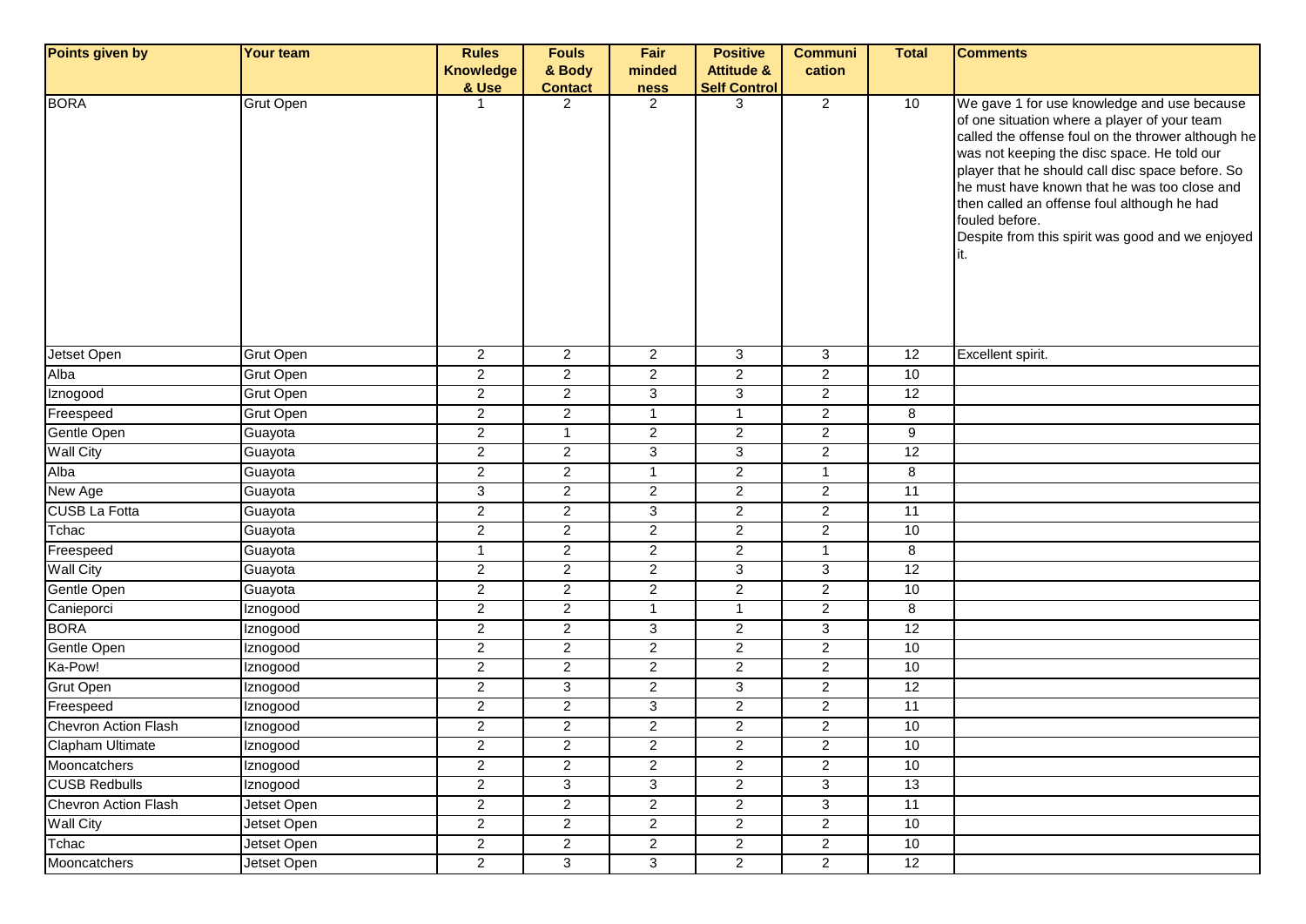| Points given by | Your team | Rules Knowledge & Use | Fouls & Body Contact | Fair minded ness | Positive Attitude & Self Control | Communi cation | Total | Comments |
|---|---|---|---|---|---|---|---|---|
| BORA | Grut Open | 1 | 2 | 2 | 3 | 2 | 10 | We gave 1 for use knowledge and use because of one situation where a player of your team called the offense foul on the thrower although he was not keeping the disc space. He told our player that he should call disc space before. So he must have known that he was too close and then called an offense foul although he had fouled before. Despite from this spirit was good and we enjoyed it. |
| Jetset Open | Grut Open | 2 | 2 | 2 | 3 | 3 | 12 | Excellent spirit. |
| Alba | Grut Open | 2 | 2 | 2 | 2 | 2 | 10 | |
| Iznogood | Grut Open | 2 | 2 | 3 | 3 | 2 | 12 | |
| Freespeed | Grut Open | 2 | 2 | 1 | 1 | 2 | 8 | |
| Gentle Open | Guayota | 2 | 1 | 2 | 2 | 2 | 9 | |
| Wall City | Guayota | 2 | 2 | 3 | 3 | 2 | 12 | |
| Alba | Guayota | 2 | 2 | 1 | 2 | 1 | 8 | |
| New Age | Guayota | 3 | 2 | 2 | 2 | 2 | 11 | |
| CUSB La Fotta | Guayota | 2 | 2 | 3 | 2 | 2 | 11 | |
| Tchac | Guayota | 2 | 2 | 2 | 2 | 2 | 10 | |
| Freespeed | Guayota | 1 | 2 | 2 | 2 | 1 | 8 | |
| Wall City | Guayota | 2 | 2 | 2 | 3 | 3 | 12 | |
| Gentle Open | Guayota | 2 | 2 | 2 | 2 | 2 | 10 | |
| Canieporci | Iznogood | 2 | 2 | 1 | 1 | 2 | 8 | |
| BORA | Iznogood | 2 | 2 | 3 | 2 | 3 | 12 | |
| Gentle Open | Iznogood | 2 | 2 | 2 | 2 | 2 | 10 | |
| Ka-Pow! | Iznogood | 2 | 2 | 2 | 2 | 2 | 10 | |
| Grut Open | Iznogood | 2 | 3 | 2 | 3 | 2 | 12 | |
| Freespeed | Iznogood | 2 | 2 | 3 | 2 | 2 | 11 | |
| Chevron Action Flash | Iznogood | 2 | 2 | 2 | 2 | 2 | 10 | |
| Clapham Ultimate | Iznogood | 2 | 2 | 2 | 2 | 2 | 10 | |
| Mooncatchers | Iznogood | 2 | 2 | 2 | 2 | 2 | 10 | |
| CUSB Redbulls | Iznogood | 2 | 3 | 3 | 2 | 3 | 13 | |
| Chevron Action Flash | Jetset Open | 2 | 2 | 2 | 2 | 3 | 11 | |
| Wall City | Jetset Open | 2 | 2 | 2 | 2 | 2 | 10 | |
| Tchac | Jetset Open | 2 | 2 | 2 | 2 | 2 | 10 | |
| Mooncatchers | Jetset Open | 2 | 3 | 3 | 2 | 2 | 12 | |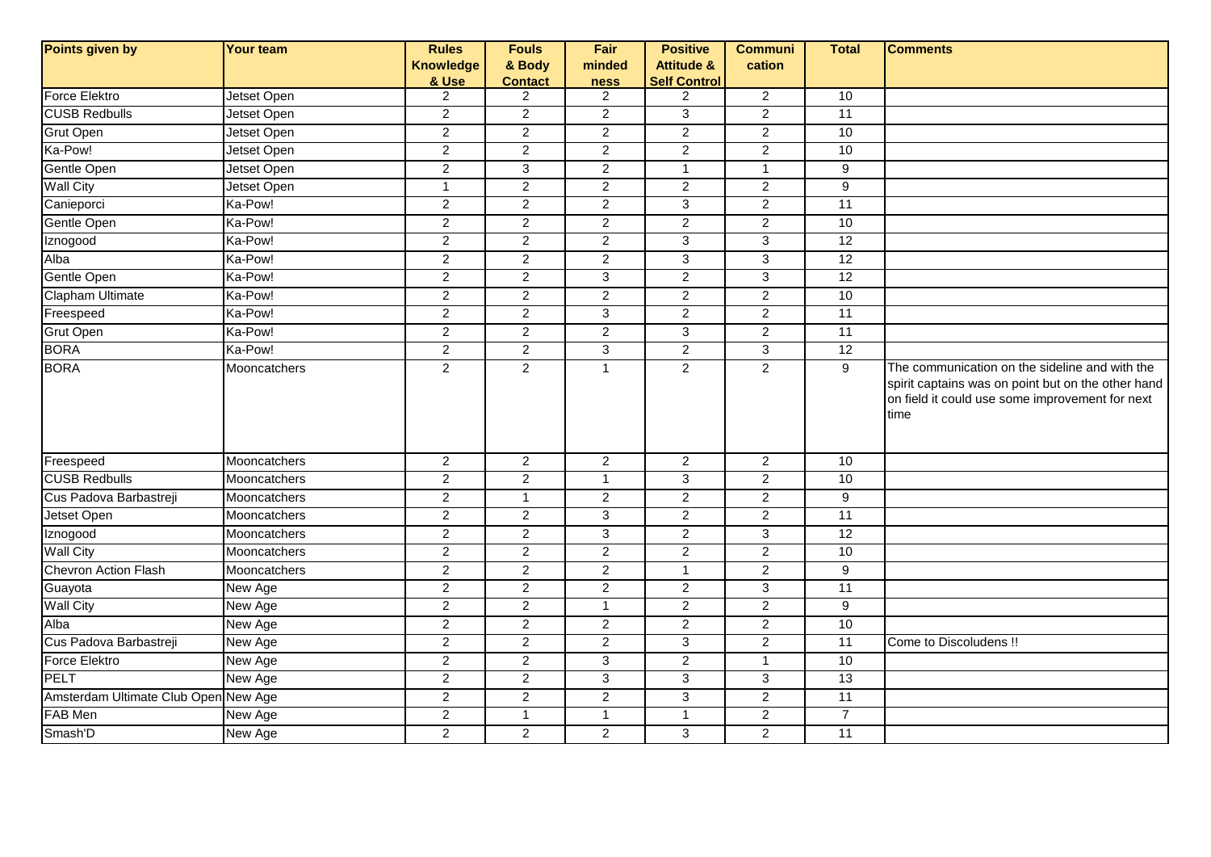| Points given by | Your team | Rules Knowledge & Use | Fouls & Body Contact | Fair minded ness | Positive Attitude & Self Control | Communi cation | Total | Comments |
|---|---|---|---|---|---|---|---|---|
| Force Elektro | Jetset Open | 2 | 2 | 2 | 2 | 2 | 10 | |
| CUSB Redbulls | Jetset Open | 2 | 2 | 2 | 3 | 2 | 11 | |
| Grut Open | Jetset Open | 2 | 2 | 2 | 2 | 2 | 10 | |
| Ka-Pow! | Jetset Open | 2 | 2 | 2 | 2 | 2 | 10 | |
| Gentle Open | Jetset Open | 2 | 3 | 2 | 1 | 1 | 9 | |
| Wall City | Jetset Open | 1 | 2 | 2 | 2 | 2 | 9 | |
| Canieporci | Ka-Pow! | 2 | 2 | 2 | 3 | 2 | 11 | |
| Gentle Open | Ka-Pow! | 2 | 2 | 2 | 2 | 2 | 10 | |
| Iznogood | Ka-Pow! | 2 | 2 | 2 | 3 | 3 | 12 | |
| Alba | Ka-Pow! | 2 | 2 | 2 | 3 | 3 | 12 | |
| Gentle Open | Ka-Pow! | 2 | 2 | 3 | 2 | 3 | 12 | |
| Clapham Ultimate | Ka-Pow! | 2 | 2 | 2 | 2 | 2 | 10 | |
| Freespeed | Ka-Pow! | 2 | 2 | 3 | 2 | 2 | 11 | |
| Grut Open | Ka-Pow! | 2 | 2 | 2 | 3 | 2 | 11 | |
| BORA | Ka-Pow! | 2 | 2 | 3 | 2 | 3 | 12 | |
| BORA | Mooncatchers | 2 | 2 | 1 | 2 | 2 | 9 | The communication on the sideline and with the spirit captains was on point but on the other hand on field it could use some improvement for next time |
| Freespeed | Mooncatchers | 2 | 2 | 2 | 2 | 2 | 10 | |
| CUSB Redbulls | Mooncatchers | 2 | 2 | 1 | 3 | 2 | 10 | |
| Cus Padova Barbastreji | Mooncatchers | 2 | 1 | 2 | 2 | 2 | 9 | |
| Jetset Open | Mooncatchers | 2 | 2 | 3 | 2 | 2 | 11 | |
| Iznogood | Mooncatchers | 2 | 2 | 3 | 2 | 3 | 12 | |
| Wall City | Mooncatchers | 2 | 2 | 2 | 2 | 2 | 10 | |
| Chevron Action Flash | Mooncatchers | 2 | 2 | 2 | 1 | 2 | 9 | |
| Guayota | New Age | 2 | 2 | 2 | 2 | 3 | 11 | |
| Wall City | New Age | 2 | 2 | 1 | 2 | 2 | 9 | |
| Alba | New Age | 2 | 2 | 2 | 2 | 2 | 10 | |
| Cus Padova Barbastreji | New Age | 2 | 2 | 2 | 3 | 2 | 11 | Come to Discoludens !! |
| Force Elektro | New Age | 2 | 2 | 3 | 2 | 1 | 10 | |
| PELT | New Age | 2 | 2 | 3 | 3 | 3 | 13 | |
| Amsterdam Ultimate Club Open | New Age | 2 | 2 | 2 | 3 | 2 | 11 | |
| FAB Men | New Age | 2 | 1 | 1 | 1 | 2 | 7 | |
| Smash'D | New Age | 2 | 2 | 2 | 3 | 2 | 11 | |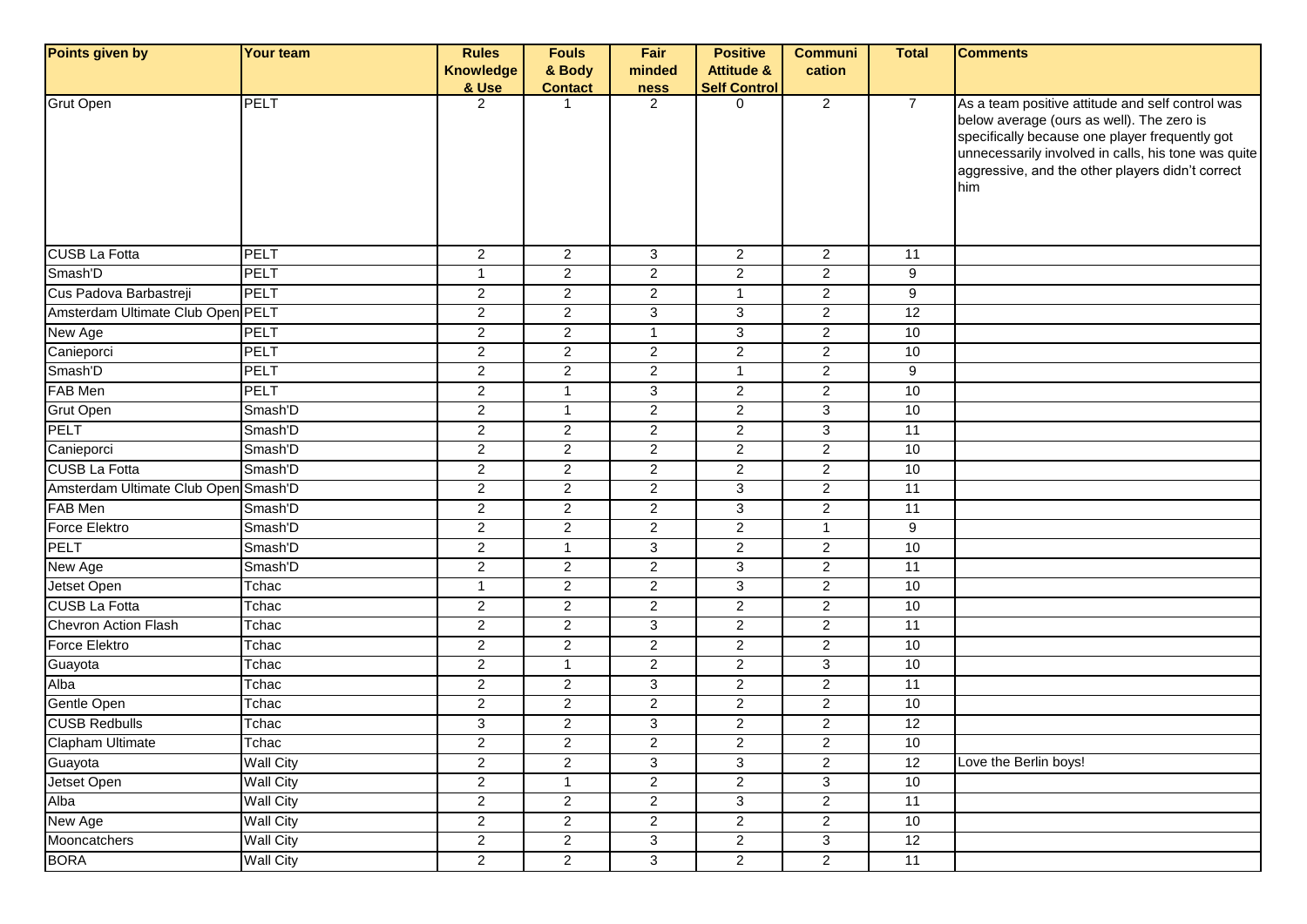| Points given by | Your team | Rules Knowledge & Use | Fouls & Body Contact | Fair minded ness | Positive Attitude & Self Control | Communi cation | Total | Comments |
|---|---|---|---|---|---|---|---|---|
| Grut Open | PELT | 2 | 1 | 2 | 0 | 2 | 7 | As a team positive attitude and self control was below average (ours as well). The zero is specifically because one player frequently got unnecessarily involved in calls, his tone was quite aggressive, and the other players didn't correct him |
| CUSB La Fotta | PELT | 2 | 2 | 3 | 2 | 2 | 11 | |
| Smash'D | PELT | 1 | 2 | 2 | 2 | 2 | 9 | |
| Cus Padova Barbastreji | PELT | 2 | 2 | 2 | 1 | 2 | 9 | |
| Amsterdam Ultimate Club Open | PELT | 2 | 2 | 3 | 3 | 2 | 12 | |
| New Age | PELT | 2 | 2 | 1 | 3 | 2 | 10 | |
| Canieporci | PELT | 2 | 2 | 2 | 2 | 2 | 10 | |
| Smash'D | PELT | 2 | 2 | 2 | 1 | 2 | 9 | |
| FAB Men | PELT | 2 | 1 | 3 | 2 | 2 | 10 | |
| Grut Open | Smash'D | 2 | 1 | 2 | 2 | 3 | 10 | |
| PELT | Smash'D | 2 | 2 | 2 | 2 | 3 | 11 | |
| Canieporci | Smash'D | 2 | 2 | 2 | 2 | 2 | 10 | |
| CUSB La Fotta | Smash'D | 2 | 2 | 2 | 2 | 2 | 10 | |
| Amsterdam Ultimate Club Open | Smash'D | 2 | 2 | 2 | 3 | 2 | 11 | |
| FAB Men | Smash'D | 2 | 2 | 2 | 3 | 2 | 11 | |
| Force Elektro | Smash'D | 2 | 2 | 2 | 2 | 1 | 9 | |
| PELT | Smash'D | 2 | 1 | 3 | 2 | 2 | 10 | |
| New Age | Smash'D | 2 | 2 | 2 | 3 | 2 | 11 | |
| Jetset Open | Tchac | 1 | 2 | 2 | 3 | 2 | 10 | |
| CUSB La Fotta | Tchac | 2 | 2 | 2 | 2 | 2 | 10 | |
| Chevron Action Flash | Tchac | 2 | 2 | 3 | 2 | 2 | 11 | |
| Force Elektro | Tchac | 2 | 2 | 2 | 2 | 2 | 10 | |
| Guayota | Tchac | 2 | 1 | 2 | 2 | 3 | 10 | |
| Alba | Tchac | 2 | 2 | 3 | 2 | 2 | 11 | |
| Gentle Open | Tchac | 2 | 2 | 2 | 2 | 2 | 10 | |
| CUSB Redbulls | Tchac | 3 | 2 | 3 | 2 | 2 | 12 | |
| Clapham Ultimate | Tchac | 2 | 2 | 2 | 2 | 2 | 10 | |
| Guayota | Wall City | 2 | 2 | 3 | 3 | 2 | 12 | Love the Berlin boys! |
| Jetset Open | Wall City | 2 | 1 | 2 | 2 | 3 | 10 | |
| Alba | Wall City | 2 | 2 | 2 | 3 | 2 | 11 | |
| New Age | Wall City | 2 | 2 | 2 | 2 | 2 | 10 | |
| Mooncatchers | Wall City | 2 | 2 | 3 | 2 | 3 | 12 | |
| BORA | Wall City | 2 | 2 | 3 | 2 | 2 | 11 | |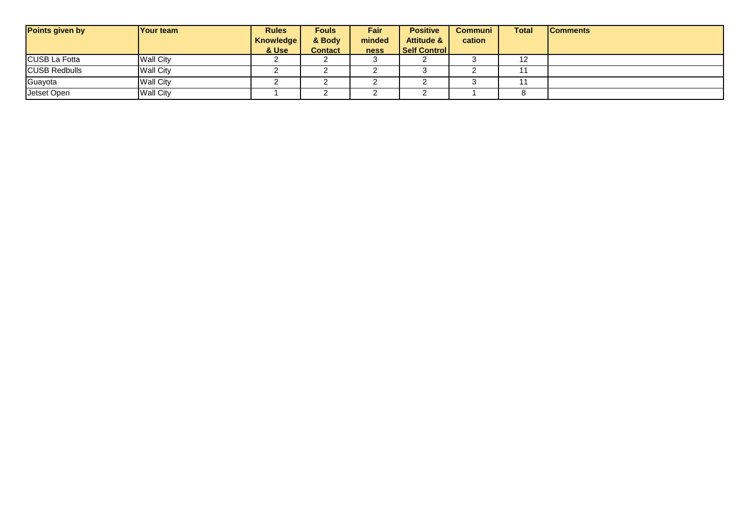| Points given by | Your team | Rules Knowledge & Use | Fouls & Body Contact | Fair minded ness | Positive Attitude & Self Control | Communi cation | Total | Comments |
|---|---|---|---|---|---|---|---|---|
| CUSB La Fotta | Wall City | 2 | 2 | 3 | 2 | 3 | 12 | |
| CUSB Redbulls | Wall City | 2 | 2 | 2 | 3 | 2 | 11 | |
| Guayota | Wall City | 2 | 2 | 2 | 2 | 3 | 11 | |
| Jetset Open | Wall City | 1 | 2 | 2 | 2 | 1 | 8 | |